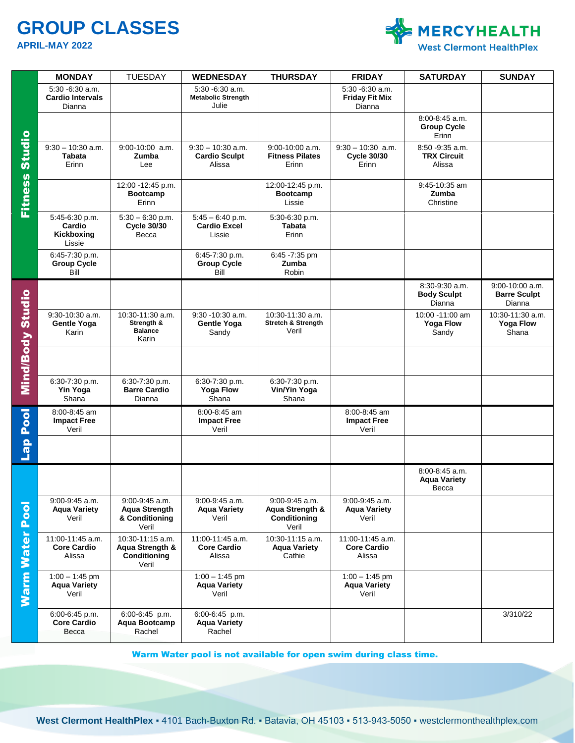# GROUP CLASSES

**APRIL-MAY 2022**

**MERCYHEALTH**
West Clermont HealthPlex

| | MONDAY | TUESDAY | WEDNESDAY | THURSDAY | FRIDAY | SATURDAY | SUNDAY |
|---|---|---|---|---|---|---|---|
| **Fitness Studio** | 5:30 -6:30 a.m. **Cardio Intervals** Dianna | | 5:30 -6:30 a.m. **Metabolic Strength** Julie | | 5:30 -6:30 a.m. **Friday Fit Mix** Dianna | | |
| | | | | | | 8:00-8:45 a.m. **Group Cycle** Erinn | |
| | 9:30 – 10:30 a.m. **Tabata** Erinn | 9:00-10:00 a.m. **Zumba** Lee | 9:30 – 10:30 a.m. **Cardio Sculpt** Alissa | 9:00-10:00 a.m. **Fitness Pilates** Erinn | 9:30 – 10:30 a.m. **Cycle 30/30** Erinn | 8:50 -9:35 a.m. **TRX Circuit** Alissa | |
| | | 12:00 -12:45 p.m. **Bootcamp** Erinn | | 12:00-12:45 p.m. **Bootcamp** Lissie | | 9:45-10:35 am **Zumba** Christine | |
| | 5:45-6:30 p.m. **Cardio Kickboxing** Lissie | 5:30 – 6:30 p.m. **Cycle 30/30** Becca | 5:45 – 6:40 p.m. **Cardio Excel** Lissie | 5:30-6:30 p.m. **Tabata** Erinn | | | |
| | 6:45-7:30 p.m. **Group Cycle** Bill | | 6:45-7:30 p.m. **Group Cycle** Bill | 6:45 -7:35 pm **Zumba** Robin | | | |
| **Mind/Body Studio** | | | | | | 8:30-9:30 a.m. **Body Sculpt** Dianna | 9:00-10:00 a.m. **Barre Sculpt** Dianna |
| | 9:30-10:30 a.m. **Gentle Yoga** Karin | 10:30-11:30 a.m. **Strength & Balance** Karin | 9:30 -10:30 a.m. **Gentle Yoga** Sandy | 10:30-11:30 a.m. **Stretch & Strength** Veril | | 10:00 -11:00 am **Yoga Flow** Sandy | 10:30-11:30 a.m. **Yoga Flow** Shana |
| | | | | | | | |
| | 6:30-7:30 p.m. **Yin Yoga** Shana | 6:30-7:30 p.m. **Barre Cardio** Dianna | 6:30-7:30 p.m. **Yoga Flow** Shana | 6:30-7:30 p.m. **Vin/Yin Yoga** Shana | | | |
| **Lap Pool** | 8:00-8:45 am **Impact Free** Veril | | 8:00-8:45 am **Impact Free** Veril | | 8:00-8:45 am **Impact Free** Veril | | |
| | | | | | | | |
| **Warm Water Pool** | | | | | | 8:00-8:45 a.m. **Aqua Variety** Becca | |
| | 9:00-9:45 a.m. **Aqua Variety** Veril | 9:00-9:45 a.m. **Aqua Strength & Conditioning** Veril | 9:00-9:45 a.m. **Aqua Variety** Veril | 9:00-9:45 a.m. **Aqua Strength & Conditioning** Veril | 9:00-9:45 a.m. **Aqua Variety** Veril | | |
| | 11:00-11:45 a.m. **Core Cardio** Alissa | 10:30-11:15 a.m. **Aqua Strength & Conditioning** Veril | 11:00-11:45 a.m. **Core Cardio** Alissa | 10:30-11:15 a.m. **Aqua Variety** Cathie | 11:00-11:45 a.m. **Core Cardio** Alissa | | |
| | 1:00 – 1:45 pm **Aqua Variety** Veril | | 1:00 – 1:45 pm **Aqua Variety** Veril | | 1:00 – 1:45 pm **Aqua Variety** Veril | | |
| | 6:00-6:45 p.m. **Core Cardio** Becca | 6:00-6:45 p.m. **Aqua Bootcamp** Rachel | 6:00-6:45 p.m. **Aqua Variety** Rachel | | | | 3/310/22 |

**Warm Water pool is not available for open swim during class time.**

**West Clermont HealthPlex** ▪ 4101 Bach-Buxton Rd. ▪ Batavia, OH 45103 ▪ 513-943-5050 ▪ westclermonthealthplex.com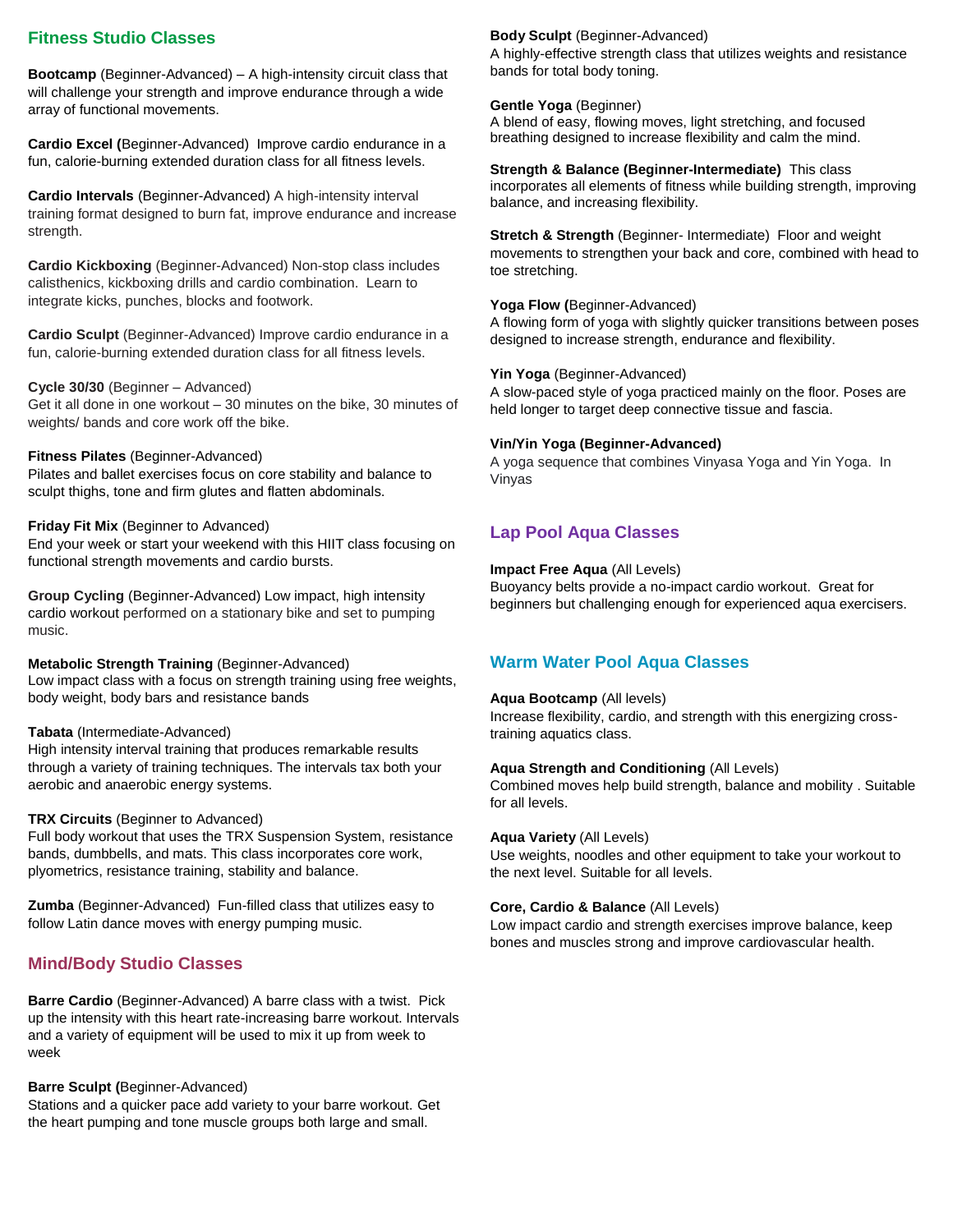## Fitness Studio Classes

**Bootcamp** (Beginner-Advanced) – A high-intensity circuit class that will challenge your strength and improve endurance through a wide array of functional movements.

**Cardio Excel (**Beginner-Advanced) Improve cardio endurance in a fun, calorie-burning extended duration class for all fitness levels.

**Cardio Intervals** (Beginner-Advanced) A high-intensity interval training format designed to burn fat, improve endurance and increase strength.

**Cardio Kickboxing** (Beginner-Advanced) Non-stop class includes calisthenics, kickboxing drills and cardio combination. Learn to integrate kicks, punches, blocks and footwork.

**Cardio Sculpt** (Beginner-Advanced) Improve cardio endurance in a fun, calorie-burning extended duration class for all fitness levels.

**Cycle 30/30** (Beginner – Advanced)
Get it all done in one workout – 30 minutes on the bike, 30 minutes of weights/ bands and core work off the bike.

**Fitness Pilates** (Beginner-Advanced)
Pilates and ballet exercises focus on core stability and balance to sculpt thighs, tone and firm glutes and flatten abdominals.

**Friday Fit Mix** (Beginner to Advanced)
End your week or start your weekend with this HIIT class focusing on functional strength movements and cardio bursts.

**Group Cycling** (Beginner-Advanced) Low impact, high intensity cardio workout performed on a stationary bike and set to pumping music.

**Metabolic Strength Training** (Beginner-Advanced)
Low impact class with a focus on strength training using free weights, body weight, body bars and resistance bands

**Tabata** (Intermediate-Advanced)
High intensity interval training that produces remarkable results through a variety of training techniques. The intervals tax both your aerobic and anaerobic energy systems.

**TRX Circuits** (Beginner to Advanced)
Full body workout that uses the TRX Suspension System, resistance bands, dumbbells, and mats. This class incorporates core work, plyometrics, resistance training, stability and balance.

**Zumba** (Beginner-Advanced) Fun-filled class that utilizes easy to follow Latin dance moves with energy pumping music.

## Mind/Body Studio Classes

**Barre Cardio** (Beginner-Advanced) A barre class with a twist. Pick up the intensity with this heart rate-increasing barre workout. Intervals and a variety of equipment will be used to mix it up from week to week

**Barre Sculpt (**Beginner-Advanced)
Stations and a quicker pace add variety to your barre workout. Get the heart pumping and tone muscle groups both large and small.

**Body Sculpt** (Beginner-Advanced)
A highly-effective strength class that utilizes weights and resistance bands for total body toning.

**Gentle Yoga** (Beginner)
A blend of easy, flowing moves, light stretching, and focused breathing designed to increase flexibility and calm the mind.

**Strength & Balance (Beginner-Intermediate)** This class incorporates all elements of fitness while building strength, improving balance, and increasing flexibility.

**Stretch & Strength** (Beginner- Intermediate) Floor and weight movements to strengthen your back and core, combined with head to toe stretching.

**Yoga Flow (**Beginner-Advanced)
A flowing form of yoga with slightly quicker transitions between poses designed to increase strength, endurance and flexibility.

**Yin Yoga** (Beginner-Advanced)
A slow-paced style of yoga practiced mainly on the floor. Poses are held longer to target deep connective tissue and fascia.

**Vin/Yin Yoga (Beginner-Advanced)**
A yoga sequence that combines Vinyasa Yoga and Yin Yoga. In Vinyas

## Lap Pool Aqua Classes

**Impact Free Aqua** (All Levels)
Buoyancy belts provide a no-impact cardio workout. Great for beginners but challenging enough for experienced aqua exercisers.

## Warm Water Pool Aqua Classes

**Aqua Bootcamp** (All levels)
Increase flexibility, cardio, and strength with this energizing cross-training aquatics class.

**Aqua Strength and Conditioning** (All Levels)
Combined moves help build strength, balance and mobility . Suitable for all levels.

**Aqua Variety** (All Levels)
Use weights, noodles and other equipment to take your workout to the next level. Suitable for all levels.

**Core, Cardio & Balance** (All Levels)
Low impact cardio and strength exercises improve balance, keep bones and muscles strong and improve cardiovascular health.